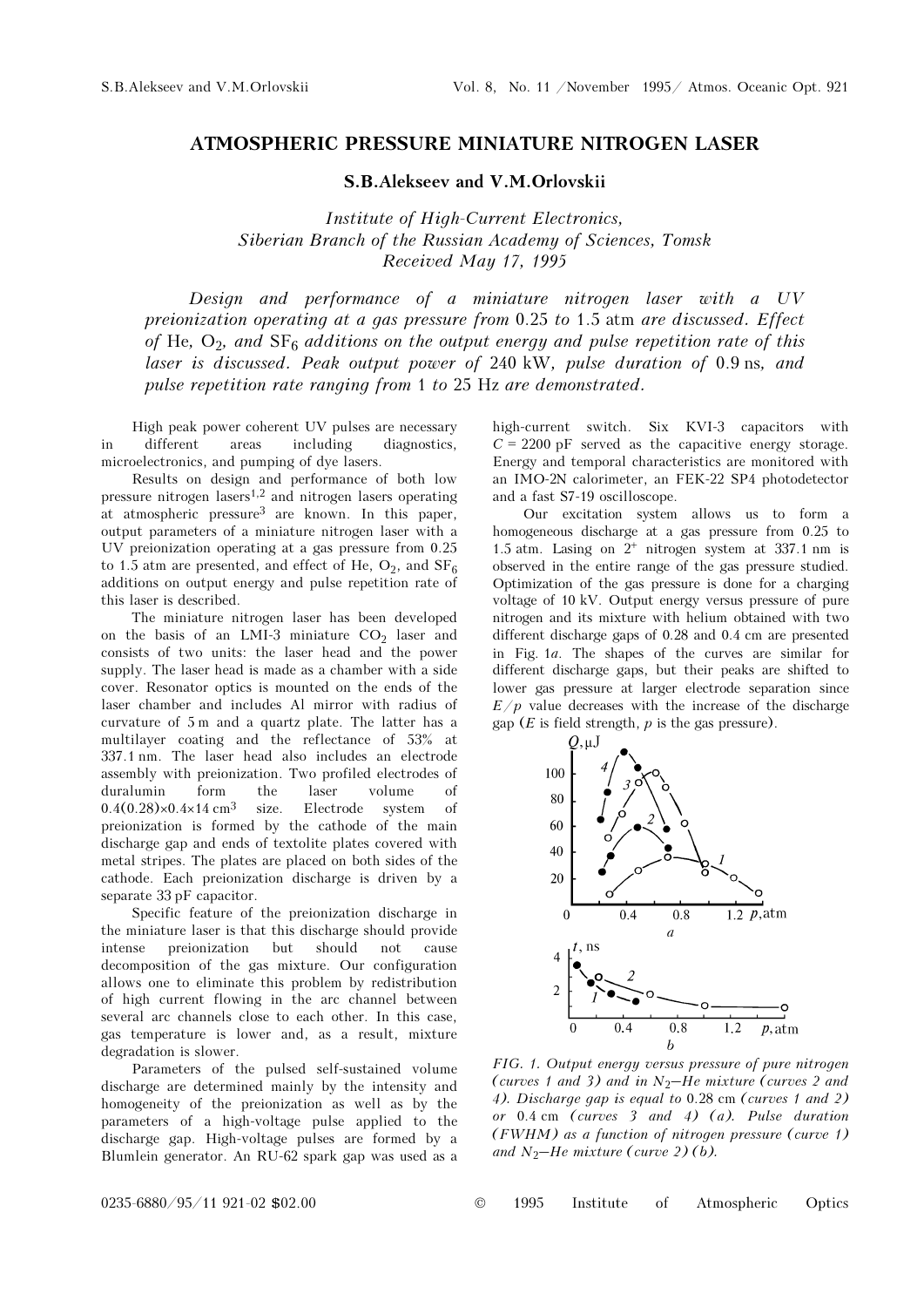# ATMOSPHERIC PRESSURE MINIATURE NITROGEN LASER

### S.B.Alekseev and V.M.Orlovskii

*Institute of High-Current Electronics,*
*Siberian Branch of the Russian Academy of Sciences, Tomsk*
*Received May 17, 1995*

*Design and performance of a miniature nitrogen laser with a UV preionization operating at a gas pressure from* 0.25 *to* 1.5 atm *are discussed. Effect of* He, $O_2$, *and* $SF_6$ *additions on the output energy and pulse repetition rate of this laser is discussed. Peak output power of* 240 kW, *pulse duration of* 0.9 ns, *and pulse repetition rate ranging from* 1 *to* 25 Hz *are demonstrated.*

High peak power coherent UV pulses are necessary in different areas including diagnostics, microelectronics, and pumping of dye lasers.

Results on design and performance of both low pressure nitrogen lasers[1,2] and nitrogen lasers operating at atmospheric pressure[3] are known. In this paper, output parameters of a miniature nitrogen laser with a UV preionization operating at a gas pressure from 0.25 to 1.5 atm are presented, and effect of He, $O_2$, and $SF_6$ additions on output energy and pulse repetition rate of this laser is described.

The miniature nitrogen laser has been developed on the basis of an LMI-3 miniature $CO_2$ laser and consists of two units: the laser head and the power supply. The laser head is made as a chamber with a side cover. Resonator optics is mounted on the ends of the laser chamber and includes Al mirror with radius of curvature of 5 m and a quartz plate. The latter has a multilayer coating and the reflectance of 53% at 337.1 nm. The laser head also includes an electrode assembly with preionization. Two profiled electrodes of duralumin form the laser volume of $0.4(0.28)\times0.4\times14\ \mathrm{cm}^3$ size. Electrode system of preionization is formed by the cathode of the main discharge gap and ends of textolite plates covered with metal stripes. The plates are placed on both sides of the cathode. Each preionization discharge is driven by a separate 33 pF capacitor.

Specific feature of the preionization discharge in the miniature laser is that this discharge should provide intense preionization but should not cause decomposition of the gas mixture. Our configuration allows one to eliminate this problem by redistribution of high current flowing in the arc channel between several arc channels close to each other. In this case, gas temperature is lower and, as a result, mixture degradation is slower.

Parameters of the pulsed self-sustained volume discharge are determined mainly by the intensity and homogeneity of the preionization as well as by the parameters of a high-voltage pulse applied to the discharge gap. High-voltage pulses are formed by a Blumlein generator. An RU-62 spark gap was used as a high-current switch. Six KVI-3 capacitors with $C$ = 2200 pF served as the capacitive energy storage. Energy and temporal characteristics are monitored with an IMO-2N calorimeter, an FEK-22 SP4 photodetector and a fast S7-19 oscilloscope.

Our excitation system allows us to form a homogeneous discharge at a gas pressure from 0.25 to 1.5 atm. Lasing on $2^+$ nitrogen system at 337.1 nm is observed in the entire range of the gas pressure studied. Optimization of the gas pressure is done for a charging voltage of 10 kV. Output energy versus pressure of pure nitrogen and its mixture with helium obtained with two different discharge gaps of 0.28 and 0.4 cm are presented in Fig. 1*a*. The shapes of the curves are similar for different discharge gaps, but their peaks are shifted to lower gas pressure at larger electrode separation since $E/p$ value decreases with the increase of the discharge gap ($E$ is field strength, $p$ is the gas pressure).

*FIG. 1. Output energy versus pressure of pure nitrogen (curves 1 and 3) and in $N_2$–He mixture (curves 2 and 4). Discharge gap is equal to* 0.28 cm *(curves 1 and 2) or* 0.4 cm *(curves 3 and 4) (a). Pulse duration (FWHM) as a function of nitrogen pressure (curve 1) and $N_2$–He mixture (curve 2) (b).*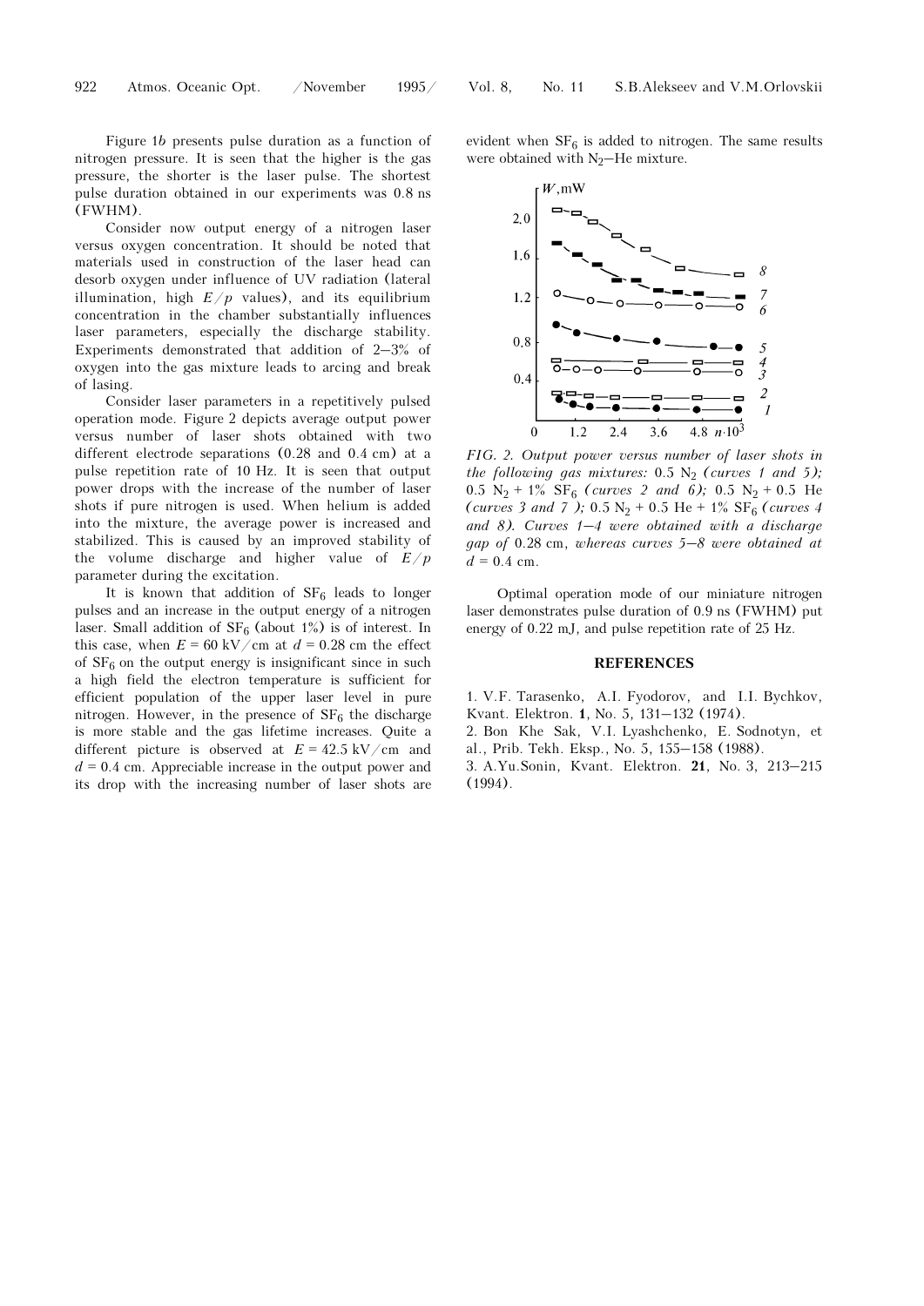Figure 1*b* presents pulse duration as a function of nitrogen pressure. It is seen that the higher is the gas pressure, the shorter is the laser pulse. The shortest pulse duration obtained in our experiments was 0.8 ns (FWHM).

Consider now output energy of a nitrogen laser versus oxygen concentration. It should be noted that materials used in construction of the laser head can desorb oxygen under influence of UV radiation (lateral illumination, high $E/p$ values), and its equilibrium concentration in the chamber substantially influences laser parameters, especially the discharge stability. Experiments demonstrated that addition of 2–3% of oxygen into the gas mixture leads to arcing and break of lasing.

Consider laser parameters in a repetitively pulsed operation mode. Figure 2 depicts average output power versus number of laser shots obtained with two different electrode separations (0.28 and 0.4 cm) at a pulse repetition rate of 10 Hz. It is seen that output power drops with the increase of the number of laser shots if pure nitrogen is used. When helium is added into the mixture, the average power is increased and stabilized. This is caused by an improved stability of the volume discharge and higher value of $E/p$ parameter during the excitation.

It is known that addition of $SF_6$ leads to longer pulses and an increase in the output energy of a nitrogen laser. Small addition of $SF_6$ (about 1%) is of interest. In this case, when $E = 60$ kV/cm at $d = 0.28$ cm the effect of $SF_6$ on the output energy is insignificant since in such a high field the electron temperature is sufficient for efficient population of the upper laser level in pure nitrogen. However, in the presence of $SF_6$ the discharge is more stable and the gas lifetime increases. Quite a different picture is observed at $E = 42.5$ kV/cm and $d = 0.4$ cm. Appreciable increase in the output power and its drop with the increasing number of laser shots are evident when $SF_6$ is added to nitrogen. The same results were obtained with $N_2$–He mixture.

$W$, mW
2.0
1.6
1.2
0.8
0.4
0
1.2
2.4
3.6
4.8
$n \cdot 10^3$
8
7
6
5
4
3
2
1

*FIG. 2. Output power versus number of laser shots in the following gas mixtures:* 0.5 $N_2$ *(curves 1 and 5);* 0.5 $N_2$ + 1% $SF_6$ *(curves 2 and 6);* 0.5 $N_2$ + 0.5 He *(curves 3 and 7 );* 0.5 $N_2$ + 0.5 He + 1% $SF_6$ *(curves 4 and 8). Curves 1–4 were obtained with a discharge gap of* 0.28 cm, *whereas curves 5–8 were obtained at* $d = 0.4$ cm.

Optimal operation mode of our miniature nitrogen laser demonstrates pulse duration of 0.9 ns (FWHM) put energy of 0.22 mJ, and pulse repetition rate of 25 Hz.

## REFERENCES

1. V.F. Tarasenko, A.I. Fyodorov, and I.I. Bychkov, Kvant. Elektron. **1**, No. 5, 131–132 (1974).
2. Bon Khe Sak, V.I. Lyashchenko, E. Sodnotyn, et al., Prib. Tekh. Eksp., No. 5, 155–158 (1988).
3. A.Yu.Sonin, Kvant. Elektron. **21**, No. 3, 213–215 (1994).